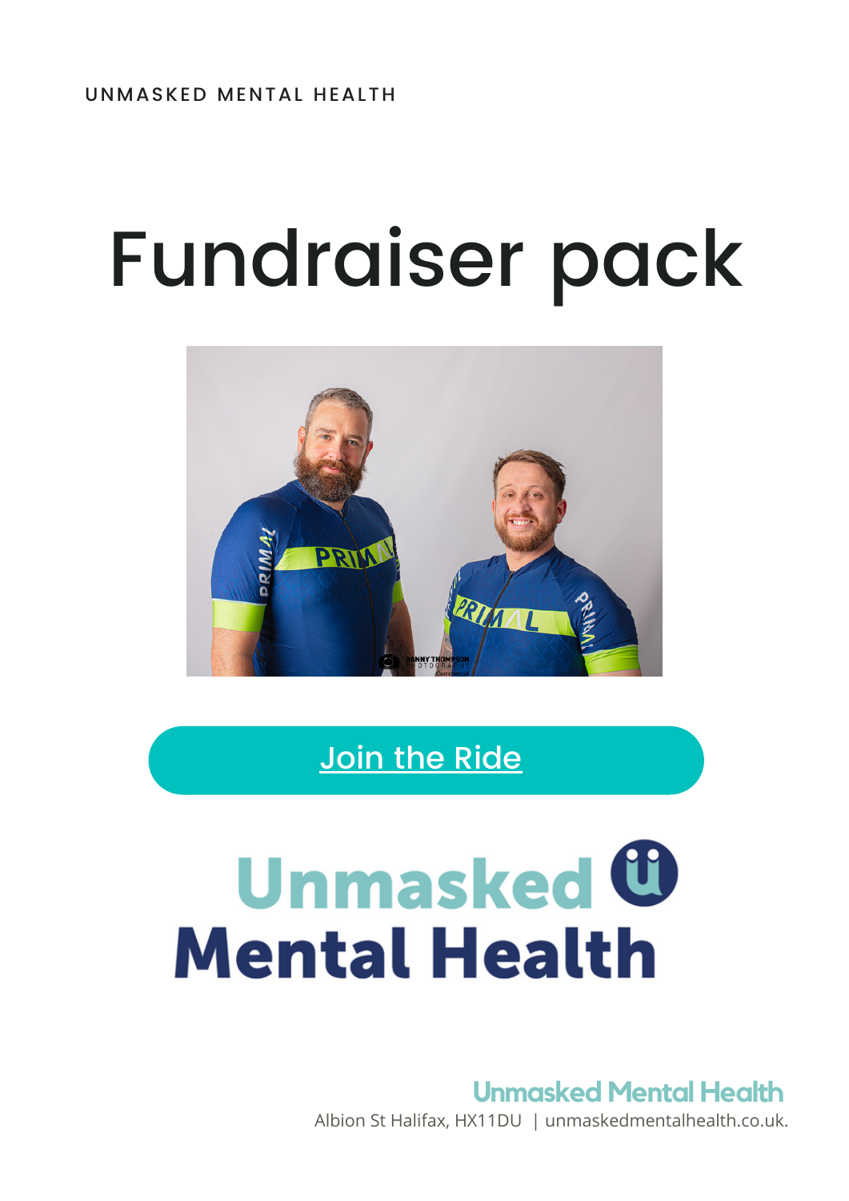UNMASKED MENTAL HEALTH

# Fundraiser pack

Join the Ride

Unmasked Mental Health

**Unmasked Mental Health**

Albion St Halifax, HX11DU | unmaskedmentalhealth.co.uk.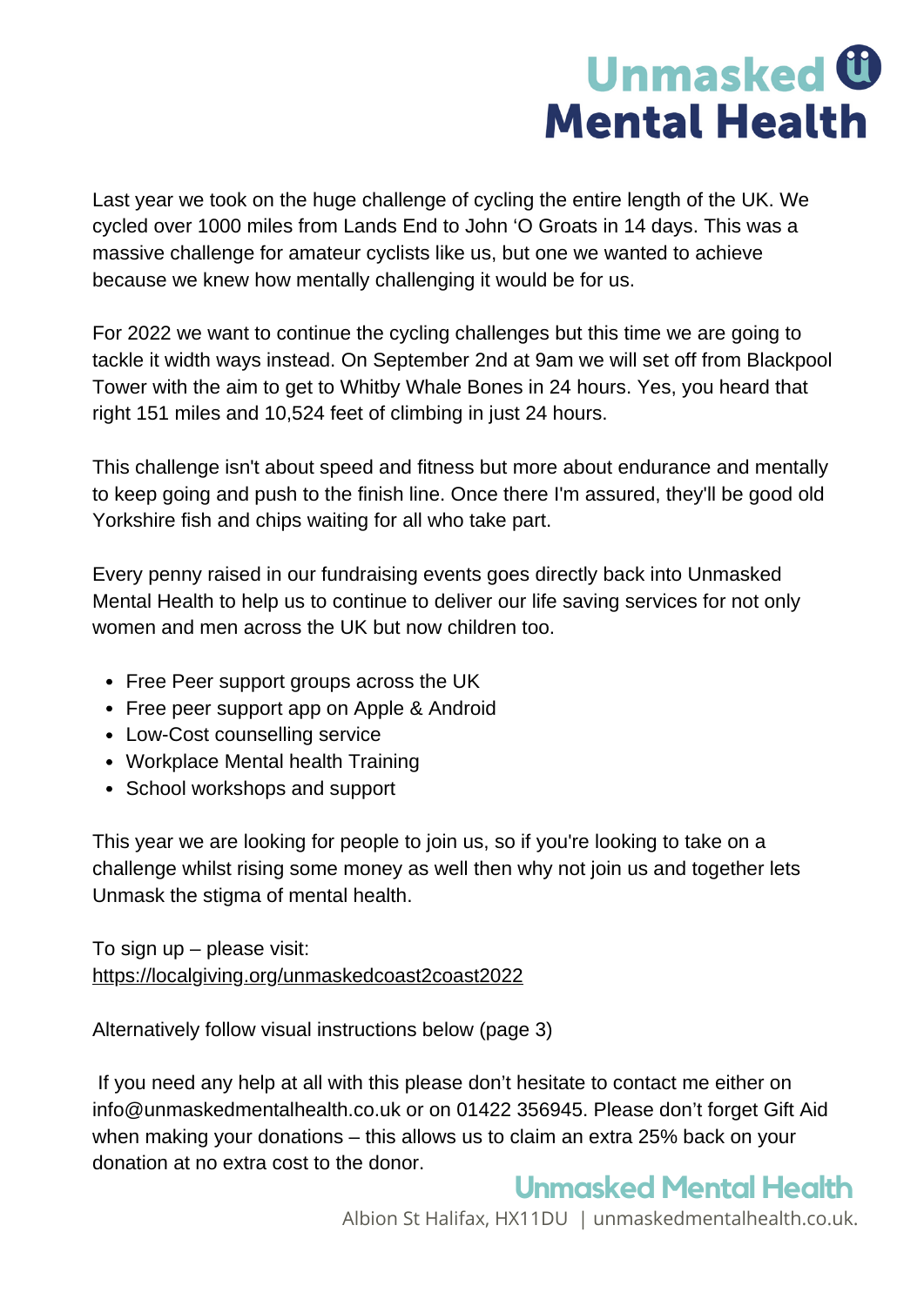# Unmasked Mental Health

Last year we took on the huge challenge of cycling the entire length of the UK. We cycled over 1000 miles from Lands End to John 'O Groats in 14 days. This was a massive challenge for amateur cyclists like us, but one we wanted to achieve because we knew how mentally challenging it would be for us.

For 2022 we want to continue the cycling challenges but this time we are going to tackle it width ways instead. On September 2nd at 9am we will set off from Blackpool Tower with the aim to get to Whitby Whale Bones in 24 hours. Yes, you heard that right 151 miles and 10,524 feet of climbing in just 24 hours.

This challenge isn't about speed and fitness but more about endurance and mentally to keep going and push to the finish line. Once there I'm assured, they'll be good old Yorkshire fish and chips waiting for all who take part.

Every penny raised in our fundraising events goes directly back into Unmasked Mental Health to help us to continue to deliver our life saving services for not only women and men across the UK but now children too.

- Free Peer support groups across the UK
- Free peer support app on Apple & Android
- Low-Cost counselling service
- Workplace Mental health Training
- School workshops and support

This year we are looking for people to join us, so if you're looking to take on a challenge whilst rising some money as well then why not join us and together lets Unmask the stigma of mental health.

To sign up – please visit:
https://localgiving.org/unmaskedcoast2coast2022

Alternatively follow visual instructions below (page 3)

If you need any help at all with this please don't hesitate to contact me either on info@unmaskedmentalhealth.co.uk or on 01422 356945. Please don't forget Gift Aid when making your donations – this allows us to claim an extra 25% back on your donation at no extra cost to the donor.

**Unmasked Mental Health**
Albion St Halifax, HX11DU | unmaskedmentalhealth.co.uk.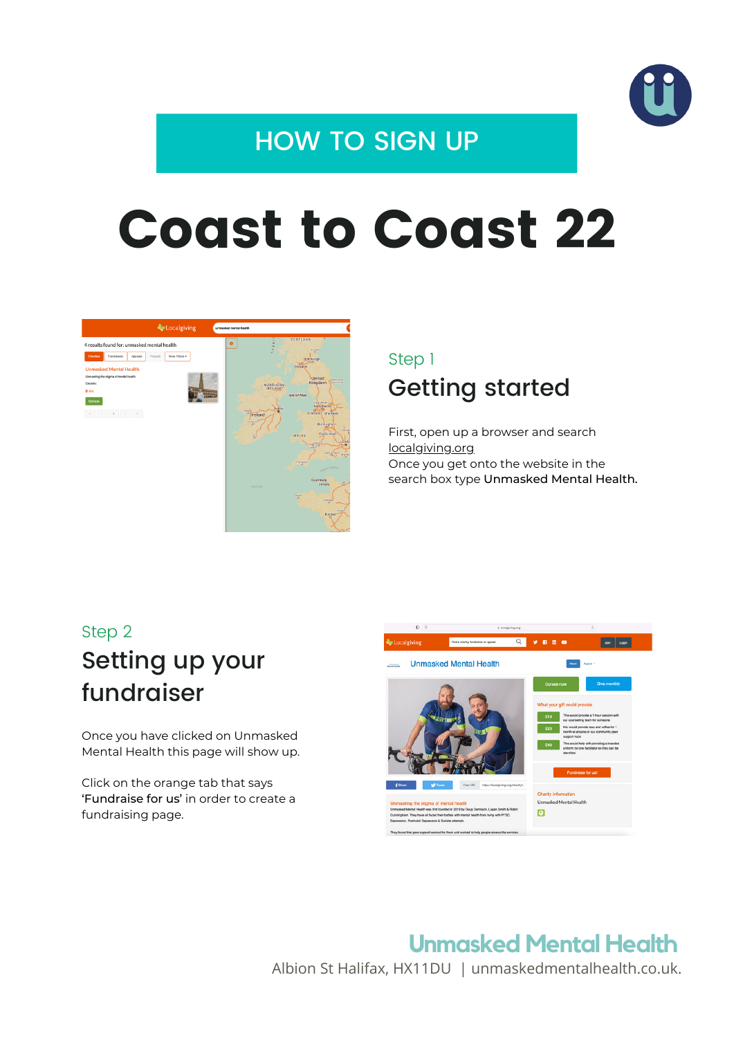HOW TO SIGN UP

# Coast to Coast 22

Step 1

## Getting started

First, open up a browser and search localgiving.org
Once you get onto the website in the search box type **Unmasked Mental Health.**

Step 2

## Setting up your fundraiser

Once you have clicked on Unmasked Mental Health this page will show up.

Click on the orange tab that says **'Fundraise for us'** in order to create a fundraising page.

**Unmasked Mental Health**
Albion St Halifax, HX11DU | unmaskedmentalhealth.co.uk.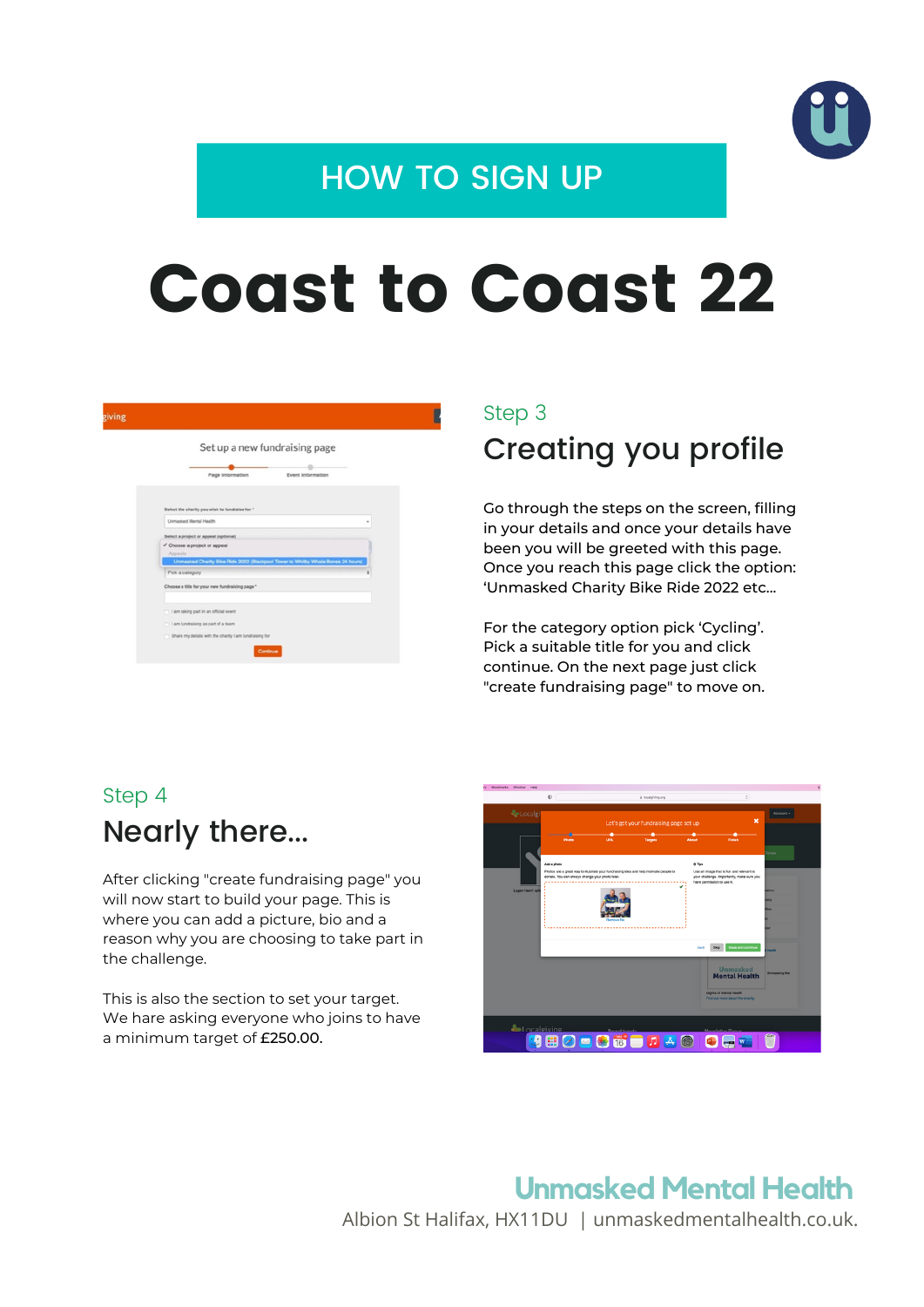HOW TO SIGN UP

# Coast to Coast 22

Step 3

## Creating you profile

Go through the steps on the screen, filling in your details and once your details have been you will be greeted with this page. Once you reach this page click the option: ‘Unmasked Charity Bike Ride 2022 etc...

For the category option pick ‘Cycling’. Pick a suitable title for you and click continue. On the next page just click "create fundraising page" to move on.

Step 4

## Nearly there...

After clicking "create fundraising page" you will now start to build your page. This is where you can add a picture, bio and a reason why you are choosing to take part in the challenge.

This is also the section to set your target. We hare asking everyone who joins to have a minimum target of **£250.00.**

**Unmasked Mental Health**

Albion St Halifax, HX11DU | unmaskedmentalhealth.co.uk.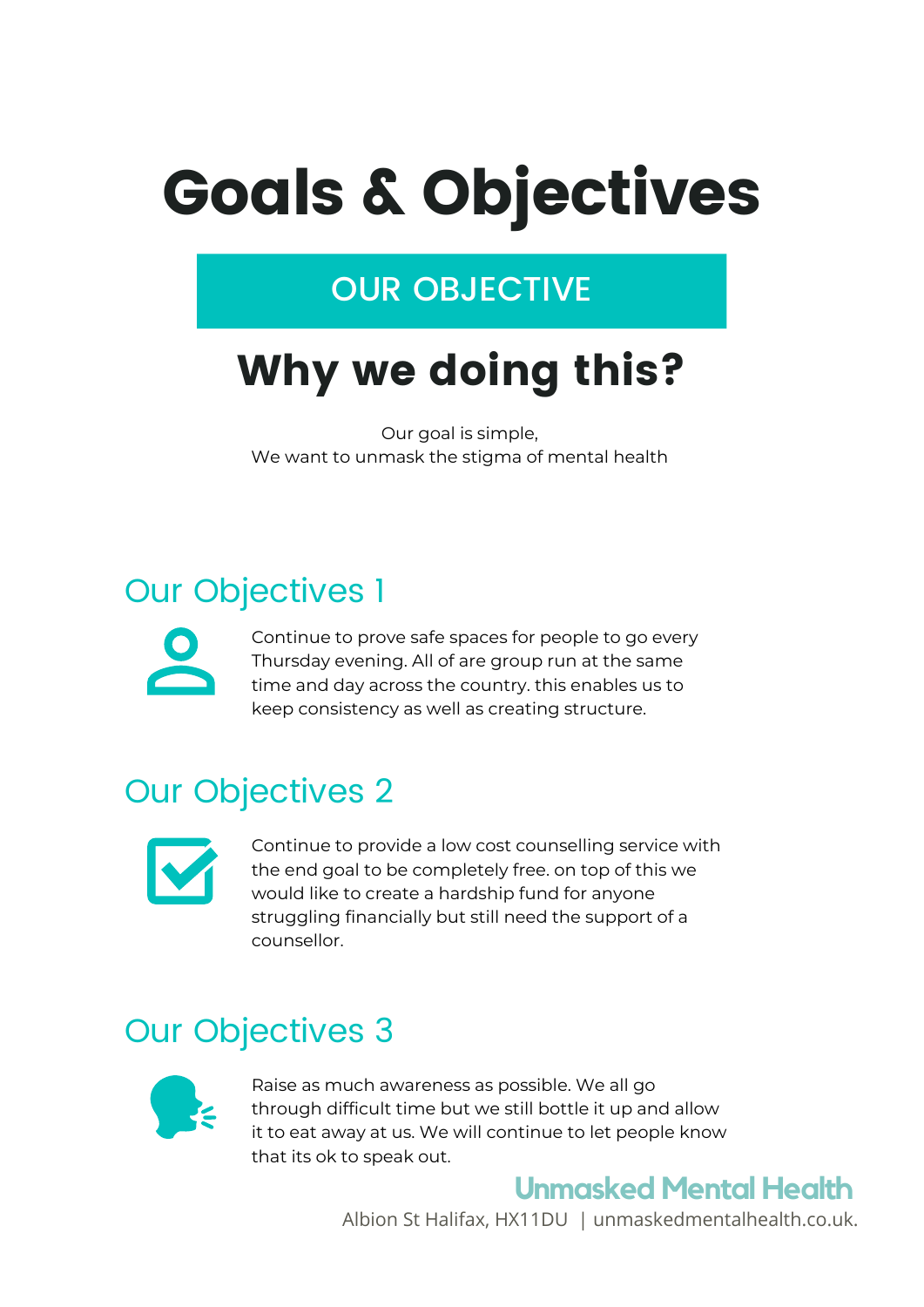# Goals & Objectives

## OUR OBJECTIVE

## Why we doing this?

Our goal is simple,
We want to unmask the stigma of mental health

### Our Objectives 1

Continue to prove safe spaces for people to go every Thursday evening. All of are group run at the same time and day across the country. this enables us to keep consistency as well as creating structure.

### Our Objectives 2

Continue to provide a low cost counselling service with the end goal to be completely free. on top of this we would like to create a hardship fund for anyone struggling financially but still need the support of a counsellor.

### Our Objectives 3

Raise as much awareness as possible. We all go through difficult time but we still bottle it up and allow it to eat away at us. We will continue to let people know that its ok to speak out.

**Unmasked Mental Health**

Albion St Halifax, HX11DU | unmaskedmentalhealth.co.uk.